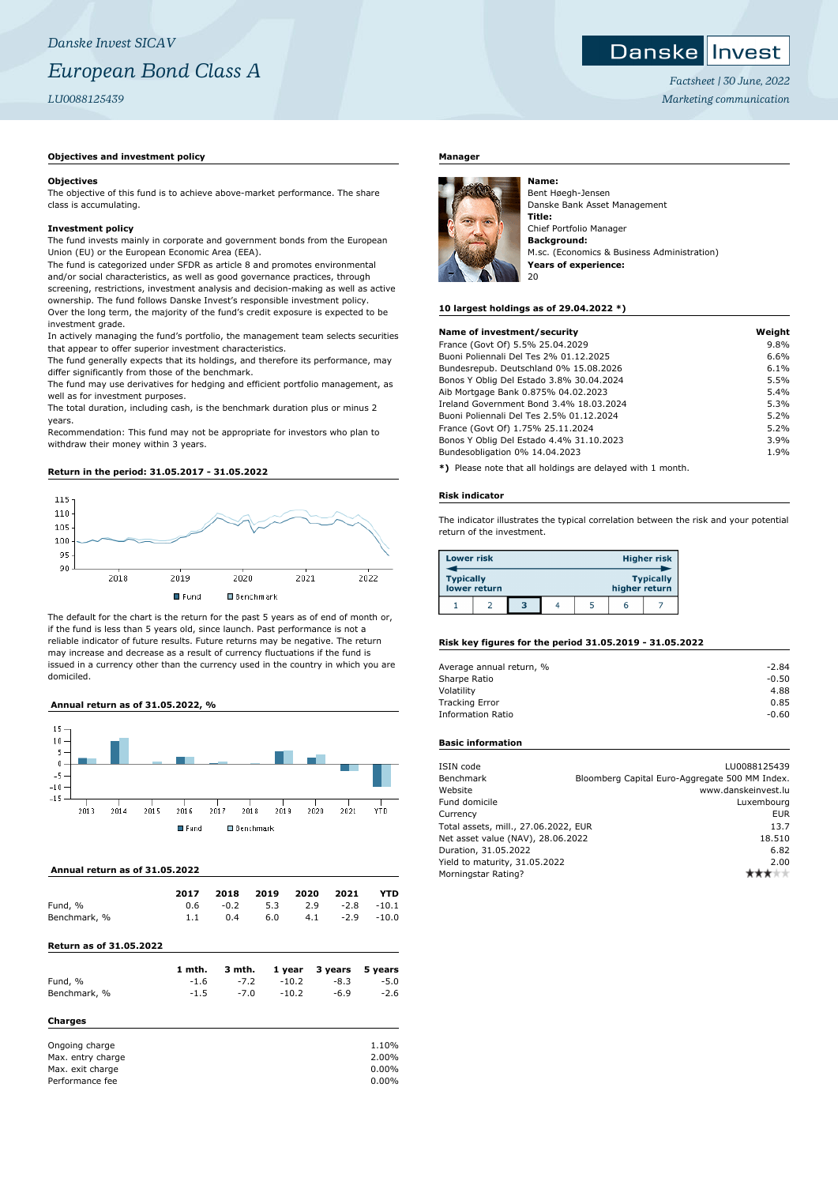*Danske Invest SICAV*

# *European Bond Class A*

*LU0088125439*

Danske Invest

*Factsheet | 30 June, 2022*

*Marketing communication*

## Objectives and investment policy

**Objectives**

The objective of this fund is to achieve above-market performance. The share class is accumulating.

**Investment policy**

The fund invests mainly in corporate and government bonds from the European Union (EU) or the European Economic Area (EEA).

The fund is categorized under SFDR as article 8 and promotes environmental and/or social characteristics, as well as good governance practices, through screening, restrictions, investment analysis and decision-making as well as active ownership. The fund follows Danske Invest's responsible investment policy.

Over the long term, the majority of the fund's credit exposure is expected to be investment grade.

In actively managing the fund's portfolio, the management team selects securities that appear to offer superior investment characteristics.

The fund generally expects that its holdings, and therefore its performance, may differ significantly from those of the benchmark.

The fund may use derivatives for hedging and efficient portfolio management, as well as for investment purposes.

The total duration, including cash, is the benchmark duration plus or minus 2 years.

Recommendation: This fund may not be appropriate for investors who plan to withdraw their money within 3 years.

## Return in the period: 31.05.2017 - 31.05.2022

Fund / Benchmark

The default for the chart is the return for the past 5 years as of end of month or, if the fund is less than 5 years old, since launch. Past performance is not a reliable indicator of future results. Future returns may be negative. The return may increase and decrease as a result of currency fluctuations if the fund is issued in a currency other than the currency used in the country in which you are domiciled.

## Annual return as of 31.05.2022, %

Fund / Benchmark

## Annual return as of 31.05.2022

| | 2017 | 2018 | 2019 | 2020 | 2021 | YTD |
|---|---|---|---|---|---|---|
| Fund, % | 0.6 | -0.2 | 5.3 | 2.9 | -2.8 | -10.1 |
| Benchmark, % | 1.1 | 0.4 | 6.0 | 4.1 | -2.9 | -10.0 |

## Return as of 31.05.2022

| | 1 mth. | 3 mth. | 1 year | 3 years | 5 years |
|---|---|---|---|---|---|
| Fund, % | -1.6 | -7.2 | -10.2 | -8.3 | -5.0 |
| Benchmark, % | -1.5 | -7.0 | -10.2 | -6.9 | -2.6 |

## Charges

| | |
|---|---|
| Ongoing charge | 1.10% |
| Max. entry charge | 2.00% |
| Max. exit charge | 0.00% |
| Performance fee | 0.00% |

## Manager

**Name:**
Bent Høegh-Jensen
Danske Bank Asset Management
**Title:**
Chief Portfolio Manager
**Background:**
M.sc. (Economics & Business Administration)
**Years of experience:**
20

## 10 largest holdings as of 29.04.2022 *)

| Name of investment/security | Weight |
|---|---|
| France (Govt Of) 5.5% 25.04.2029 | 9.8% |
| Buoni Poliennali Del Tes 2% 01.12.2025 | 6.6% |
| Bundesrepub. Deutschland 0% 15.08.2026 | 6.1% |
| Bonos Y Oblig Del Estado 3.8% 30.04.2024 | 5.5% |
| Aib Mortgage Bank 0.875% 04.02.2023 | 5.4% |
| Ireland Government Bond 3.4% 18.03.2024 | 5.3% |
| Buoni Poliennali Del Tes 2.5% 01.12.2024 | 5.2% |
| France (Govt Of) 1.75% 25.11.2024 | 5.2% |
| Bonos Y Oblig Del Estado 4.4% 31.10.2023 | 3.9% |
| Bundesobligation 0% 14.04.2023 | 1.9% |

**\*)** Please note that all holdings are delayed with 1 month.

## Risk indicator

The indicator illustrates the typical correlation between the risk and your potential return of the investment.

| Lower risk / Typically lower return | | | | | | Higher risk / Typically higher return |
|---|---|---|---|---|---|---|
| 1 | 2 | **3** | 4 | 5 | 6 | 7 |

## Risk key figures for the period 31.05.2019 - 31.05.2022

| | |
|---|---|
| Average annual return, % | -2.84 |
| Sharpe Ratio | -0.50 |
| Volatility | 4.88 |
| Tracking Error | 0.85 |
| Information Ratio | -0.60 |

## Basic information

| | |
|---|---|
| ISIN code | LU0088125439 |
| Benchmark | Bloomberg Capital Euro-Aggregate 500 MM Index. |
| Website | www.danskeinvest.lu |
| Fund domicile | Luxembourg |
| Currency | EUR |
| Total assets, mill., 27.06.2022, EUR | 13.7 |
| Net asset value (NAV), 28.06.2022 | 18.510 |
| Duration, 31.05.2022 | 6.82 |
| Yield to maturity, 31.05.2022 | 2.00 |
| Morningstar Rating? | ★★★☆☆ |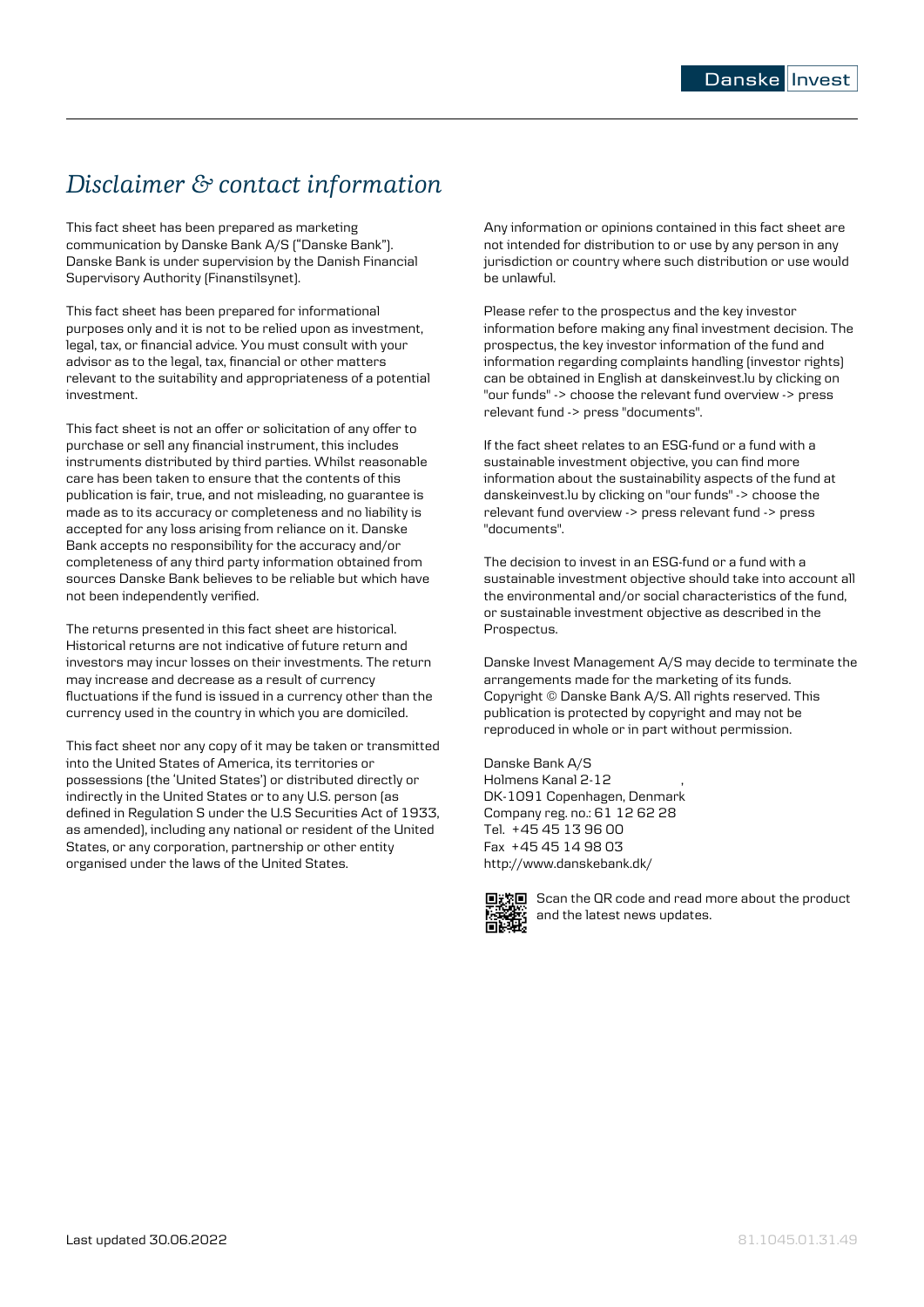# *Disclaimer & contact information*

This fact sheet has been prepared as marketing communication by Danske Bank A/S ("Danske Bank"). Danske Bank is under supervision by the Danish Financial Supervisory Authority (Finanstilsynet).

This fact sheet has been prepared for informational purposes only and it is not to be relied upon as investment, legal, tax, or financial advice. You must consult with your advisor as to the legal, tax, financial or other matters relevant to the suitability and appropriateness of a potential investment.

This fact sheet is not an offer or solicitation of any offer to purchase or sell any financial instrument, this includes instruments distributed by third parties. Whilst reasonable care has been taken to ensure that the contents of this publication is fair, true, and not misleading, no guarantee is made as to its accuracy or completeness and no liability is accepted for any loss arising from reliance on it. Danske Bank accepts no responsibility for the accuracy and/or completeness of any third party information obtained from sources Danske Bank believes to be reliable but which have not been independently verified.

The returns presented in this fact sheet are historical. Historical returns are not indicative of future return and investors may incur losses on their investments. The return may increase and decrease as a result of currency fluctuations if the fund is issued in a currency other than the currency used in the country in which you are domiciled.

This fact sheet nor any copy of it may be taken or transmitted into the United States of America, its territories or possessions (the 'United States') or distributed directly or indirectly in the United States or to any U.S. person (as defined in Regulation S under the U.S Securities Act of 1933, as amended), including any national or resident of the United States, or any corporation, partnership or other entity organised under the laws of the United States.

Any information or opinions contained in this fact sheet are not intended for distribution to or use by any person in any jurisdiction or country where such distribution or use would be unlawful.

Please refer to the prospectus and the key investor information before making any final investment decision. The prospectus, the key investor information of the fund and information regarding complaints handling (investor rights) can be obtained in English at danskeinvest.lu by clicking on "our funds" -> choose the relevant fund overview -> press relevant fund -> press "documents".

If the fact sheet relates to an ESG-fund or a fund with a sustainable investment objective, you can find more information about the sustainability aspects of the fund at danskeinvest.lu by clicking on "our funds" -> choose the relevant fund overview -> press relevant fund -> press "documents".

The decision to invest in an ESG-fund or a fund with a sustainable investment objective should take into account all the environmental and/or social characteristics of the fund, or sustainable investment objective as described in the Prospectus.

Danske Invest Management A/S may decide to terminate the arrangements made for the marketing of its funds. Copyright © Danske Bank A/S. All rights reserved. This publication is protected by copyright and may not be reproduced in whole or in part without permission.

Danske Bank A/S  
Holmens Kanal 2-12  
DK-1091 Copenhagen, Denmark  
Company reg. no.: 61 12 62 28  
Tel. +45 45 13 96 00  
Fax +45 45 14 98 03  
http://www.danskebank.dk/

Scan the QR code and read more about the product and the latest news updates.

Last updated 30.06.2022

81.1045.01.31.49